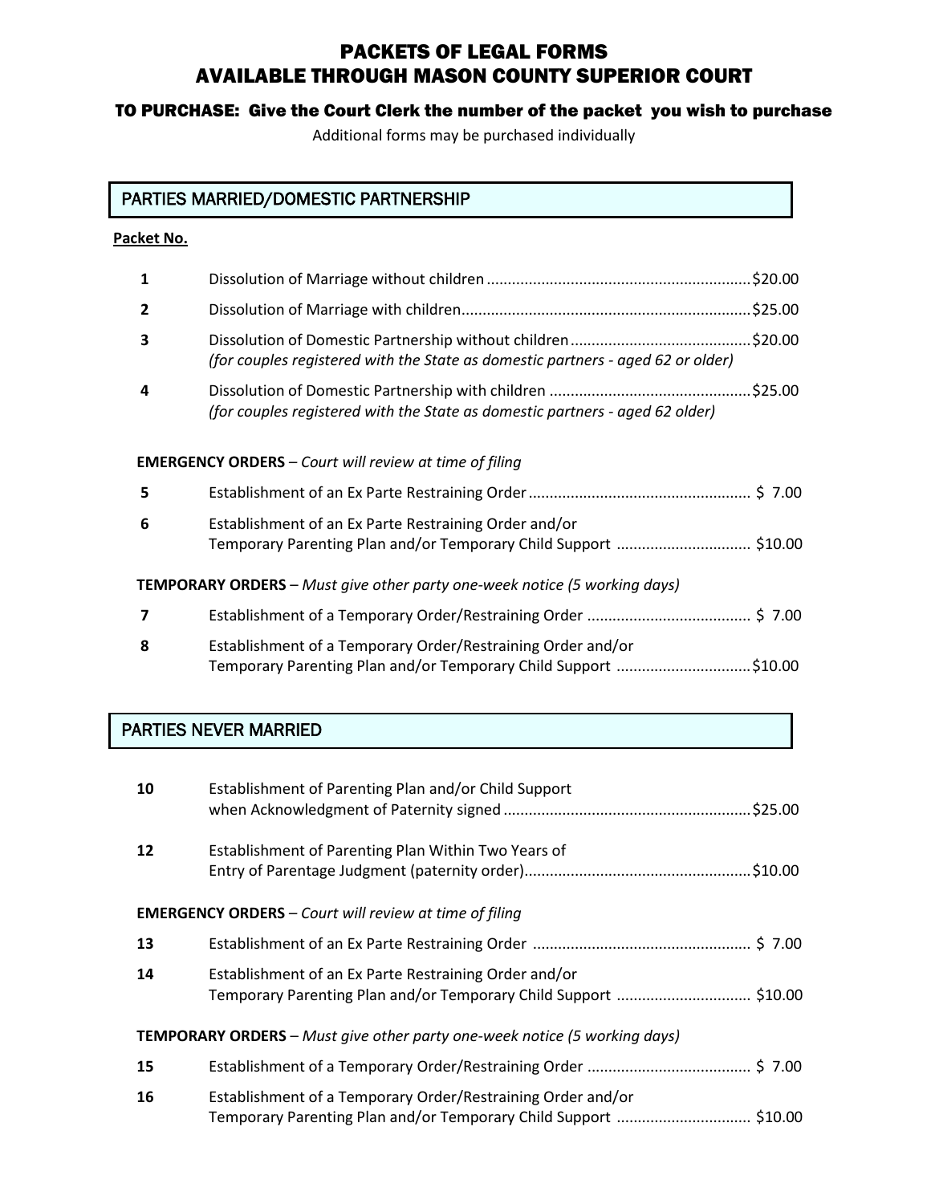# PACKETS OF LEGAL FORMS
# AVAILABLE THROUGH MASON COUNTY SUPERIOR COURT

**TO PURCHASE: Give the Court Clerk the number of the packet you wish to purchase**

Additional forms may be purchased individually

## PARTIES MARRIED/DOMESTIC PARTNERSHIP

| Packet No. | Description | Price |
|---|---|---|
| **1** | Dissolution of Marriage without children | $20.00 |
| **2** | Dissolution of Marriage with children | $25.00 |
| **3** | Dissolution of Domestic Partnership without children *(for couples registered with the State as domestic partners - aged 62 or older)* | $20.00 |
| **4** | Dissolution of Domestic Partnership with children *(for couples registered with the State as domestic partners - aged 62 older)* | $25.00 |

**EMERGENCY ORDERS** – *Court will review at time of filing*

| Packet No. | Description | Price |
|---|---|---|
| **5** | Establishment of an Ex Parte Restraining Order | $ 7.00 |
| **6** | Establishment of an Ex Parte Restraining Order and/or Temporary Parenting Plan and/or Temporary Child Support | $10.00 |

**TEMPORARY ORDERS** – *Must give other party one-week notice (5 working days)*

| Packet No. | Description | Price |
|---|---|---|
| **7** | Establishment of a Temporary Order/Restraining Order | $ 7.00 |
| **8** | Establishment of a Temporary Order/Restraining Order and/or Temporary Parenting Plan and/or Temporary Child Support | $10.00 |

## PARTIES NEVER MARRIED

| Packet No. | Description | Price |
|---|---|---|
| **10** | Establishment of Parenting Plan and/or Child Support when Acknowledgment of Paternity signed | $25.00 |
| **12** | Establishment of Parenting Plan Within Two Years of Entry of Parentage Judgment (paternity order) | $10.00 |

**EMERGENCY ORDERS** – *Court will review at time of filing*

| Packet No. | Description | Price |
|---|---|---|
| **13** | Establishment of an Ex Parte Restraining Order | $ 7.00 |
| **14** | Establishment of an Ex Parte Restraining Order and/or Temporary Parenting Plan and/or Temporary Child Support | $10.00 |

**TEMPORARY ORDERS** – *Must give other party one-week notice (5 working days)*

| Packet No. | Description | Price |
|---|---|---|
| **15** | Establishment of a Temporary Order/Restraining Order | $ 7.00 |
| **16** | Establishment of a Temporary Order/Restraining Order and/or Temporary Parenting Plan and/or Temporary Child Support | $10.00 |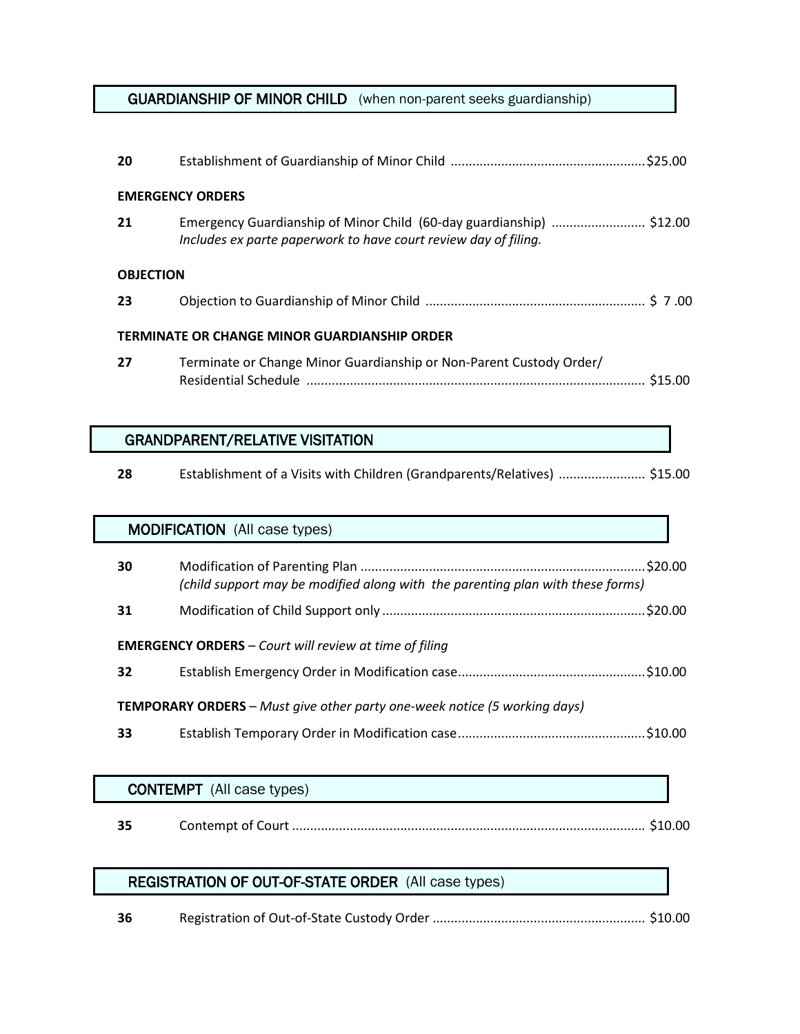## GUARDIANSHIP OF MINOR CHILD (when non-parent seeks guardianship)

| | | |
|---|---|---|
| 20 | Establishment of Guardianship of Minor Child | $25.00 |

**EMERGENCY ORDERS**

| | | |
|---|---|---|
| 21 | Emergency Guardianship of Minor Child (60-day guardianship)<br>*Includes ex parte paperwork to have court review day of filing.* | $12.00 |

**OBJECTION**

| | | |
|---|---|---|
| 23 | Objection to Guardianship of Minor Child | $ 7 .00 |

**TERMINATE OR CHANGE MINOR GUARDIANSHIP ORDER**

| | | |
|---|---|---|
| 27 | Terminate or Change Minor Guardianship or Non-Parent Custody Order/ Residential Schedule | $15.00 |

## GRANDPARENT/RELATIVE VISITATION

| | | |
|---|---|---|
| 28 | Establishment of a Visits with Children (Grandparents/Relatives) | $15.00 |

## MODIFICATION (All case types)

| | | |
|---|---|---|
| 30 | Modification of Parenting Plan<br>*(child support may be modified along with the parenting plan with these forms)* | $20.00 |
| 31 | Modification of Child Support only | $20.00 |

**EMERGENCY ORDERS** – *Court will review at time of filing*

| | | |
|---|---|---|
| 32 | Establish Emergency Order in Modification case | $10.00 |

**TEMPORARY ORDERS** – *Must give other party one-week notice (5 working days)*

| | | |
|---|---|---|
| 33 | Establish Temporary Order in Modification case | $10.00 |

## CONTEMPT (All case types)

| | | |
|---|---|---|
| 35 | Contempt of Court | $10.00 |

## REGISTRATION OF OUT-OF-STATE ORDER (All case types)

| | | |
|---|---|---|
| 36 | Registration of Out-of-State Custody Order | $10.00 |